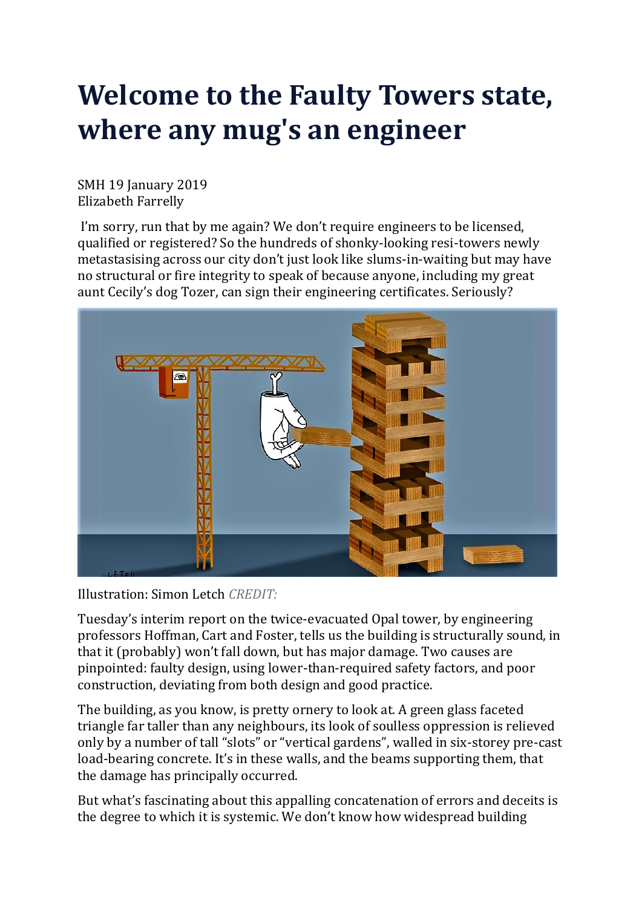# Welcome to the Faulty Towers state, where any mug's an engineer

SMH 19 January 2019
Elizabeth Farrelly

I'm sorry, run that by me again? We don't require engineers to be licensed, qualified or registered? So the hundreds of shonky-looking resi-towers newly metastasising across our city don't just look like slums-in-waiting but may have no structural or fire integrity to speak of because anyone, including my great aunt Cecily's dog Tozer, can sign their engineering certificates. Seriously?

Illustration: Simon Letch *CREDIT:*

Tuesday's interim report on the twice-evacuated Opal tower, by engineering professors Hoffman, Cart and Foster, tells us the building is structurally sound, in that it (probably) won't fall down, but has major damage. Two causes are pinpointed: faulty design, using lower-than-required safety factors, and poor construction, deviating from both design and good practice.

The building, as you know, is pretty ornery to look at. A green glass faceted triangle far taller than any neighbours, its look of soulless oppression is relieved only by a number of tall "slots" or "vertical gardens", walled in six-storey pre-cast load-bearing concrete. It's in these walls, and the beams supporting them, that the damage has principally occurred.

But what's fascinating about this appalling concatenation of errors and deceits is the degree to which it is systemic. We don't know how widespread building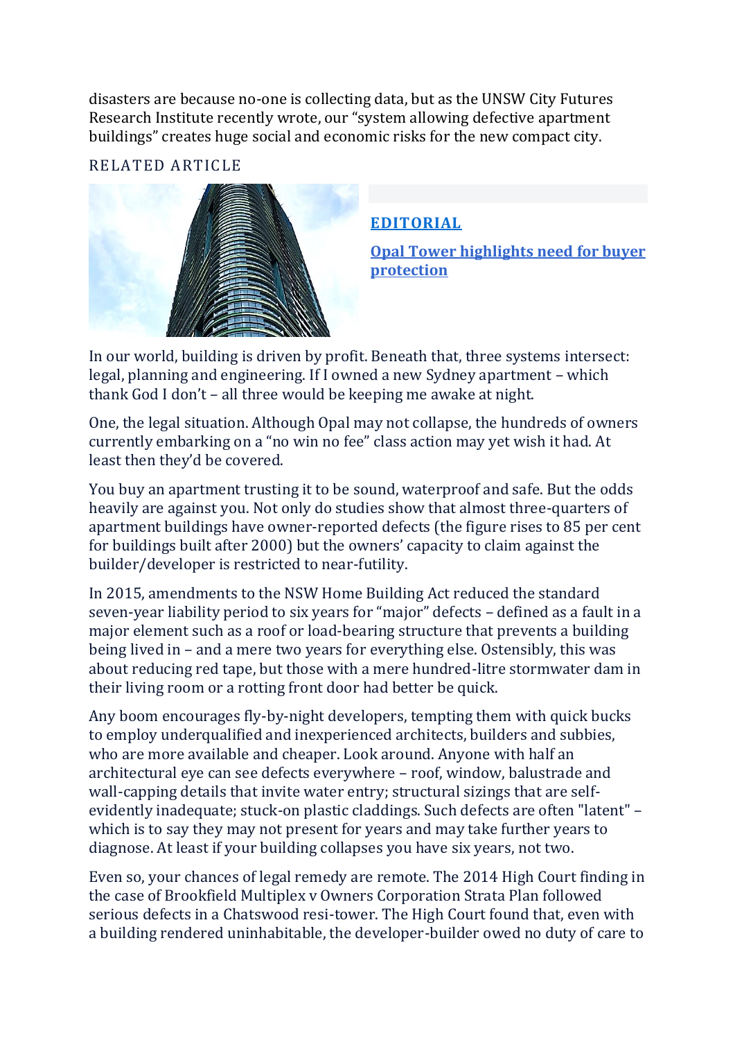disasters are because no-one is collecting data, but as the UNSW City Futures Research Institute recently wrote, our "system allowing defective apartment buildings" creates huge social and economic risks for the new compact city.

RELATED ARTICLE

**EDITORIAL**

**Opal Tower highlights need for buyer protection**

In our world, building is driven by profit. Beneath that, three systems intersect: legal, planning and engineering. If I owned a new Sydney apartment – which thank God I don't – all three would be keeping me awake at night.

One, the legal situation. Although Opal may not collapse, the hundreds of owners currently embarking on a "no win no fee" class action may yet wish it had. At least then they'd be covered.

You buy an apartment trusting it to be sound, waterproof and safe. But the odds heavily are against you. Not only do studies show that almost three-quarters of apartment buildings have owner-reported defects (the figure rises to 85 per cent for buildings built after 2000) but the owners' capacity to claim against the builder/developer is restricted to near-futility.

In 2015, amendments to the NSW Home Building Act reduced the standard seven-year liability period to six years for "major" defects – defined as a fault in a major element such as a roof or load-bearing structure that prevents a building being lived in – and a mere two years for everything else. Ostensibly, this was about reducing red tape, but those with a mere hundred-litre stormwater dam in their living room or a rotting front door had better be quick.

Any boom encourages fly-by-night developers, tempting them with quick bucks to employ underqualified and inexperienced architects, builders and subbies, who are more available and cheaper. Look around. Anyone with half an architectural eye can see defects everywhere – roof, window, balustrade and wall-capping details that invite water entry; structural sizings that are self-evidently inadequate; stuck-on plastic claddings. Such defects are often "latent" – which is to say they may not present for years and may take further years to diagnose. At least if your building collapses you have six years, not two.

Even so, your chances of legal remedy are remote. The 2014 High Court finding in the case of Brookfield Multiplex v Owners Corporation Strata Plan followed serious defects in a Chatswood resi-tower. The High Court found that, even with a building rendered uninhabitable, the developer-builder owed no duty of care to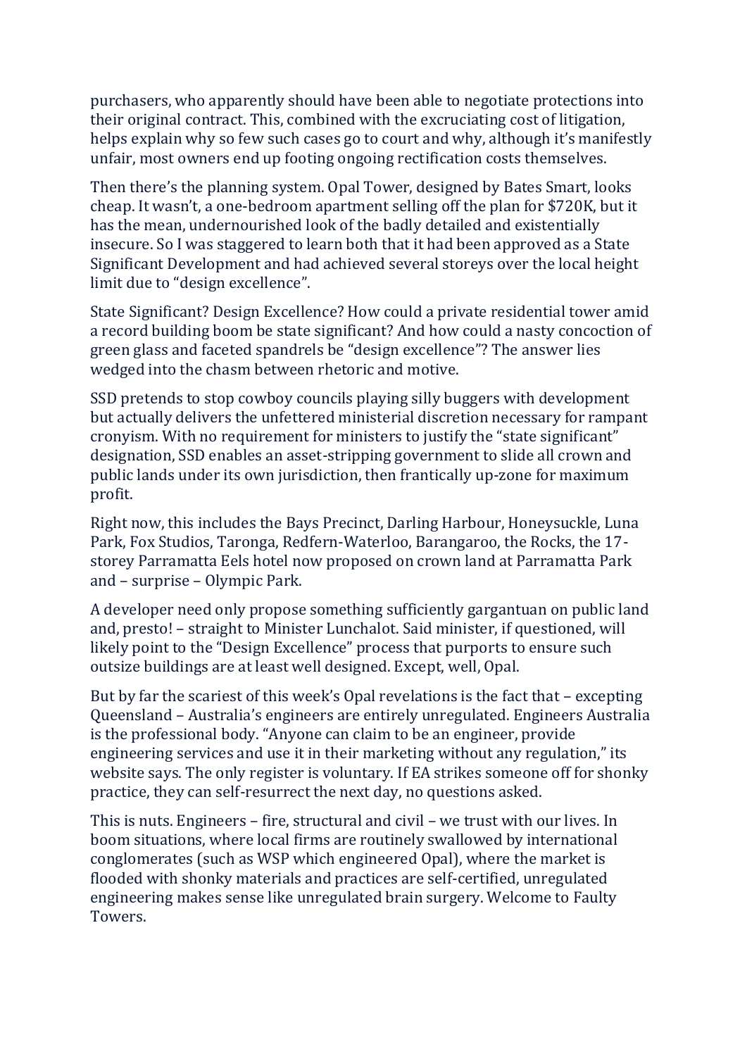purchasers, who apparently should have been able to negotiate protections into their original contract. This, combined with the excruciating cost of litigation, helps explain why so few such cases go to court and why, although it's manifestly unfair, most owners end up footing ongoing rectification costs themselves.

Then there's the planning system. Opal Tower, designed by Bates Smart, looks cheap. It wasn't, a one-bedroom apartment selling off the plan for $720K, but it has the mean, undernourished look of the badly detailed and existentially insecure. So I was staggered to learn both that it had been approved as a State Significant Development and had achieved several storeys over the local height limit due to "design excellence".

State Significant? Design Excellence? How could a private residential tower amid a record building boom be state significant? And how could a nasty concoction of green glass and faceted spandrels be "design excellence"? The answer lies wedged into the chasm between rhetoric and motive.

SSD pretends to stop cowboy councils playing silly buggers with development but actually delivers the unfettered ministerial discretion necessary for rampant cronyism. With no requirement for ministers to justify the "state significant" designation, SSD enables an asset-stripping government to slide all crown and public lands under its own jurisdiction, then frantically up-zone for maximum profit.

Right now, this includes the Bays Precinct, Darling Harbour, Honeysuckle, Luna Park, Fox Studios, Taronga, Redfern-Waterloo, Barangaroo, the Rocks, the 17-storey Parramatta Eels hotel now proposed on crown land at Parramatta Park and – surprise – Olympic Park.

A developer need only propose something sufficiently gargantuan on public land and, presto! – straight to Minister Lunchalot. Said minister, if questioned, will likely point to the "Design Excellence" process that purports to ensure such outsize buildings are at least well designed. Except, well, Opal.

But by far the scariest of this week's Opal revelations is the fact that – excepting Queensland – Australia's engineers are entirely unregulated. Engineers Australia is the professional body. "Anyone can claim to be an engineer, provide engineering services and use it in their marketing without any regulation," its website says. The only register is voluntary. If EA strikes someone off for shonky practice, they can self-resurrect the next day, no questions asked.

This is nuts. Engineers – fire, structural and civil – we trust with our lives. In boom situations, where local firms are routinely swallowed by international conglomerates (such as WSP which engineered Opal), where the market is flooded with shonky materials and practices are self-certified, unregulated engineering makes sense like unregulated brain surgery. Welcome to Faulty Towers.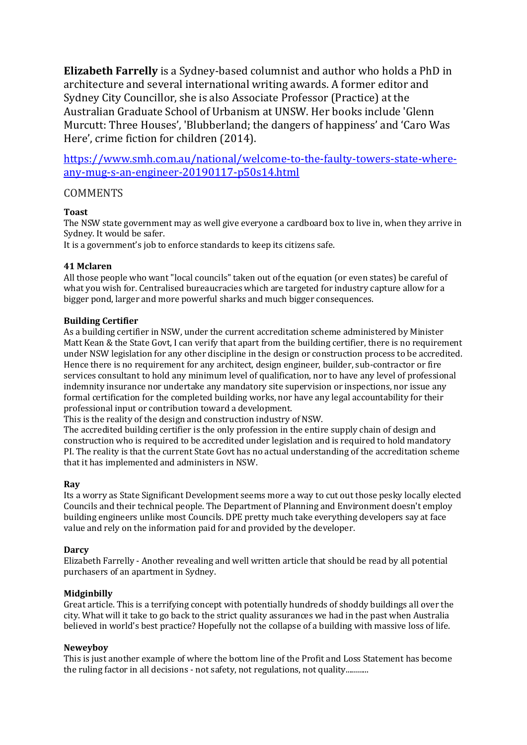**Elizabeth Farrelly** is a Sydney-based columnist and author who holds a PhD in architecture and several international writing awards. A former editor and Sydney City Councillor, she is also Associate Professor (Practice) at the Australian Graduate School of Urbanism at UNSW. Her books include 'Glenn Murcutt: Three Houses', 'Blubberland; the dangers of happiness' and 'Caro Was Here', crime fiction for children (2014).

[https://www.smh.com.au/national/welcome-to-the-faulty-towers-state-where-any-mug-s-an-engineer-20190117-p50s14.html](https://www.smh.com.au/national/welcome-to-the-faulty-towers-state-where-any-mug-s-an-engineer-20190117-p50s14.html)

## COMMENTS

**Toast**

The NSW state government may as well give everyone a cardboard box to live in, when they arrive in Sydney. It would be safer.
It is a government's job to enforce standards to keep its citizens safe.

**41 Mclaren**

All those people who want "local councils" taken out of the equation (or even states) be careful of what you wish for. Centralised bureaucracies which are targeted for industry capture allow for a bigger pond, larger and more powerful sharks and much bigger consequences.

**Building Certifier**

As a building certifier in NSW, under the current accreditation scheme administered by Minister Matt Kean & the State Govt, I can verify that apart from the building certifier, there is no requirement under NSW legislation for any other discipline in the design or construction process to be accredited. Hence there is no requirement for any architect, design engineer, builder, sub-contractor or fire services consultant to hold any minimum level of qualification, nor to have any level of professional indemnity insurance nor undertake any mandatory site supervision or inspections, nor issue any formal certification for the completed building works, nor have any legal accountability for their professional input or contribution toward a development.
This is the reality of the design and construction industry of NSW.
The accredited building certifier is the only profession in the entire supply chain of design and construction who is required to be accredited under legislation and is required to hold mandatory PI. The reality is that the current State Govt has no actual understanding of the accreditation scheme that it has implemented and administers in NSW.

**Ray**

Its a worry as State Significant Development seems more a way to cut out those pesky locally elected Councils and their technical people. The Department of Planning and Environment doesn't employ building engineers unlike most Councils. DPE pretty much take everything developers say at face value and rely on the information paid for and provided by the developer.

**Darcy**

Elizabeth Farrelly - Another revealing and well written article that should be read by all potential purchasers of an apartment in Sydney.

**Midginbilly**

Great article. This is a terrifying concept with potentially hundreds of shoddy buildings all over the city. What will it take to go back to the strict quality assurances we had in the past when Australia believed in world's best practice? Hopefully not the collapse of a building with massive loss of life.

**Neweyboy**

This is just another example of where the bottom line of the Profit and Loss Statement has become the ruling factor in all decisions - not safety, not regulations, not quality...........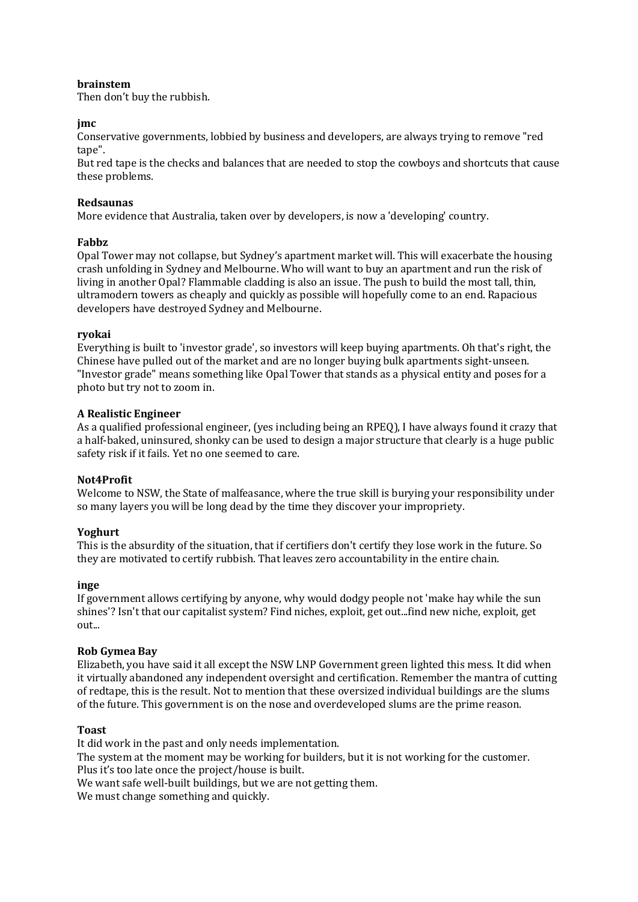**brainstem**
Then don't buy the rubbish.

**jmc**
Conservative governments, lobbied by business and developers, are always trying to remove "red tape".
But red tape is the checks and balances that are needed to stop the cowboys and shortcuts that cause these problems.

**Redsaunas**
More evidence that Australia, taken over by developers, is now a 'developing' country.

**Fabbz**
Opal Tower may not collapse, but Sydney's apartment market will. This will exacerbate the housing crash unfolding in Sydney and Melbourne. Who will want to buy an apartment and run the risk of living in another Opal? Flammable cladding is also an issue. The push to build the most tall, thin, ultramodern towers as cheaply and quickly as possible will hopefully come to an end. Rapacious developers have destroyed Sydney and Melbourne.

**ryokai**
Everything is built to 'investor grade', so investors will keep buying apartments. Oh that's right, the Chinese have pulled out of the market and are no longer buying bulk apartments sight-unseen. "Investor grade" means something like Opal Tower that stands as a physical entity and poses for a photo but try not to zoom in.

**A Realistic Engineer**
As a qualified professional engineer, (yes including being an RPEQ), I have always found it crazy that a half-baked, uninsured, shonky can be used to design a major structure that clearly is a huge public safety risk if it fails. Yet no one seemed to care.

**Not4Profit**
Welcome to NSW, the State of malfeasance, where the true skill is burying your responsibility under so many layers you will be long dead by the time they discover your impropriety.

**Yoghurt**
This is the absurdity of the situation, that if certifiers don't certify they lose work in the future. So they are motivated to certify rubbish. That leaves zero accountability in the entire chain.

**inge**
If government allows certifying by anyone, why would dodgy people not 'make hay while the sun shines'? Isn't that our capitalist system? Find niches, exploit, get out...find new niche, exploit, get out...

**Rob Gymea Bay**
Elizabeth, you have said it all except the NSW LNP Government green lighted this mess. It did when it virtually abandoned any independent oversight and certification. Remember the mantra of cutting of redtape, this is the result. Not to mention that these oversized individual buildings are the slums of the future. This government is on the nose and overdeveloped slums are the prime reason.

**Toast**
It did work in the past and only needs implementation.
The system at the moment may be working for builders, but it is not working for the customer.
Plus it's too late once the project/house is built.
We want safe well-built buildings, but we are not getting them.
We must change something and quickly.